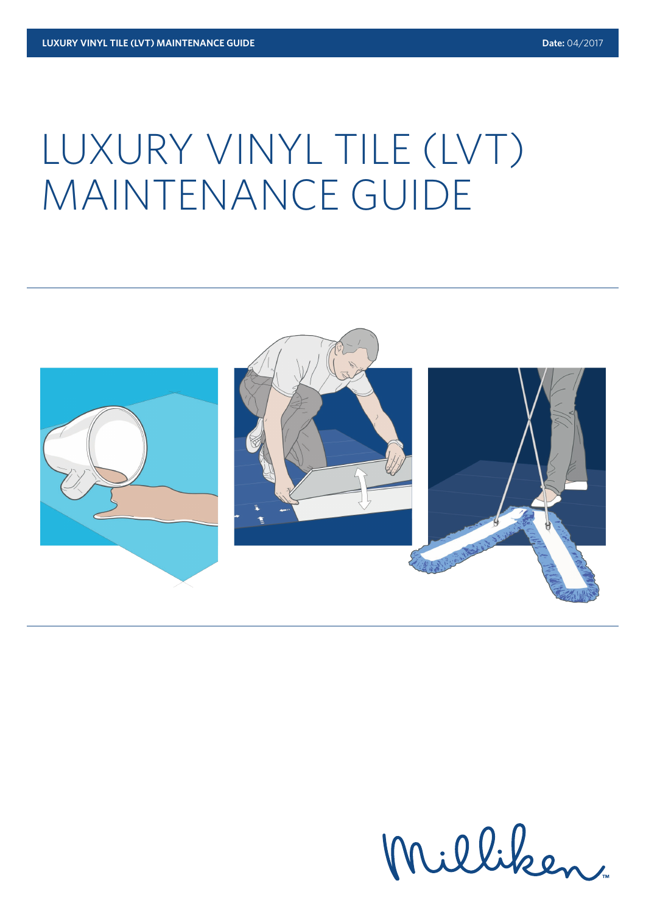# LUXURY VINYL TILE (LVT) MAINTENANCE GUIDE

Date: 04/2017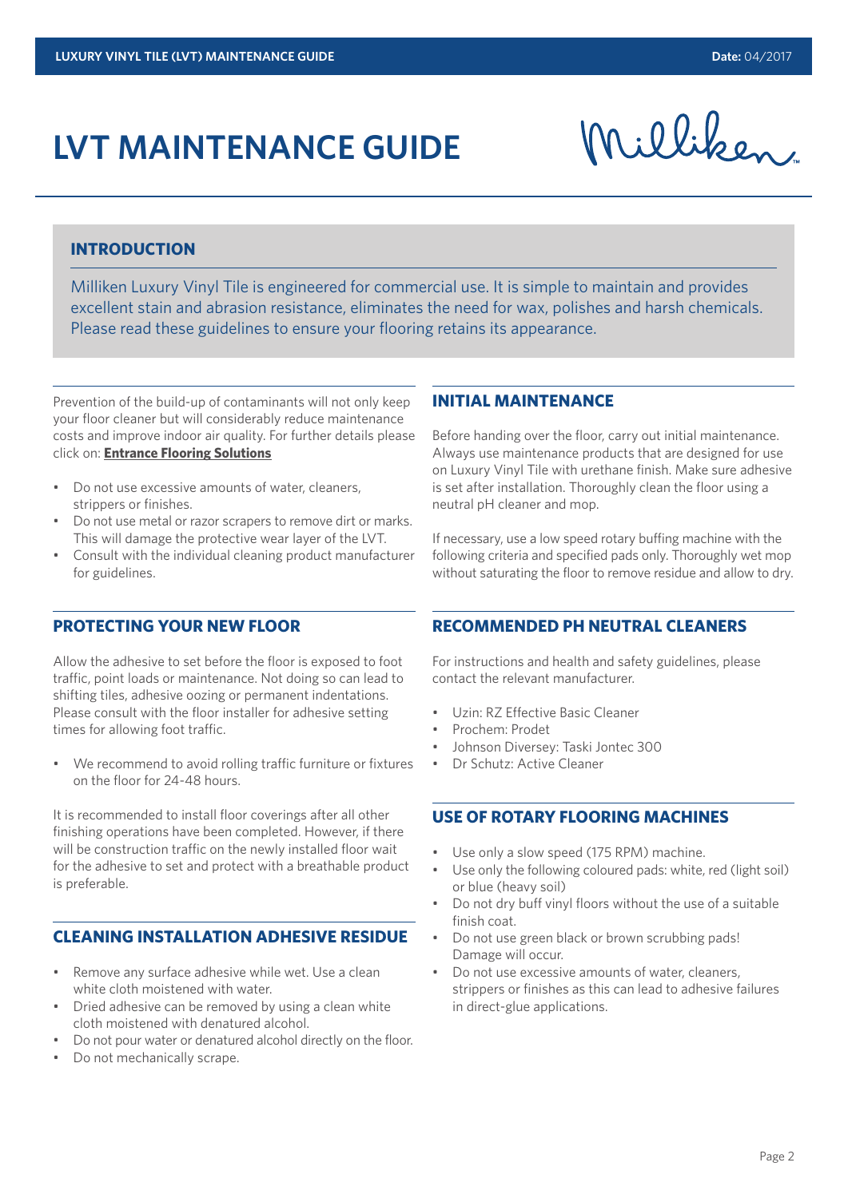# LVT MAINTENANCE GUIDE

## INTRODUCTION

Milliken Luxury Vinyl Tile is engineered for commercial use. It is simple to maintain and provides excellent stain and abrasion resistance, eliminates the need for wax, polishes and harsh chemicals. Please read these guidelines to ensure your flooring retains its appearance.

Prevention of the build-up of contaminants will not only keep your floor cleaner but will considerably reduce maintenance costs and improve indoor air quality. For further details please click on: **Entrance Flooring Solutions**

- Do not use excessive amounts of water, cleaners, strippers or finishes.
- Do not use metal or razor scrapers to remove dirt or marks. This will damage the protective wear layer of the LVT.
- Consult with the individual cleaning product manufacturer for guidelines.

## PROTECTING YOUR NEW FLOOR

Allow the adhesive to set before the floor is exposed to foot traffic, point loads or maintenance. Not doing so can lead to shifting tiles, adhesive oozing or permanent indentations. Please consult with the floor installer for adhesive setting times for allowing foot traffic.

- We recommend to avoid rolling traffic furniture or fixtures on the floor for 24-48 hours.

It is recommended to install floor coverings after all other finishing operations have been completed. However, if there will be construction traffic on the newly installed floor wait for the adhesive to set and protect with a breathable product is preferable.

## CLEANING INSTALLATION ADHESIVE RESIDUE

- Remove any surface adhesive while wet. Use a clean white cloth moistened with water.
- Dried adhesive can be removed by using a clean white cloth moistened with denatured alcohol.
- Do not pour water or denatured alcohol directly on the floor.
- Do not mechanically scrape.

## INITIAL MAINTENANCE

Before handing over the floor, carry out initial maintenance. Always use maintenance products that are designed for use on Luxury Vinyl Tile with urethane finish. Make sure adhesive is set after installation. Thoroughly clean the floor using a neutral pH cleaner and mop.

If necessary, use a low speed rotary buffing machine with the following criteria and specified pads only. Thoroughly wet mop without saturating the floor to remove residue and allow to dry.

## RECOMMENDED PH NEUTRAL CLEANERS

For instructions and health and safety guidelines, please contact the relevant manufacturer.

- Uzin: RZ Effective Basic Cleaner
- Prochem: Prodet
- Johnson Diversey: Taski Jontec 300
- Dr Schutz: Active Cleaner

## USE OF ROTARY FLOORING MACHINES

- Use only a slow speed (175 RPM) machine.
- Use only the following coloured pads: white, red (light soil) or blue (heavy soil)
- Do not dry buff vinyl floors without the use of a suitable finish coat.
- Do not use green black or brown scrubbing pads! Damage will occur.
- Do not use excessive amounts of water, cleaners, strippers or finishes as this can lead to adhesive failures in direct-glue applications.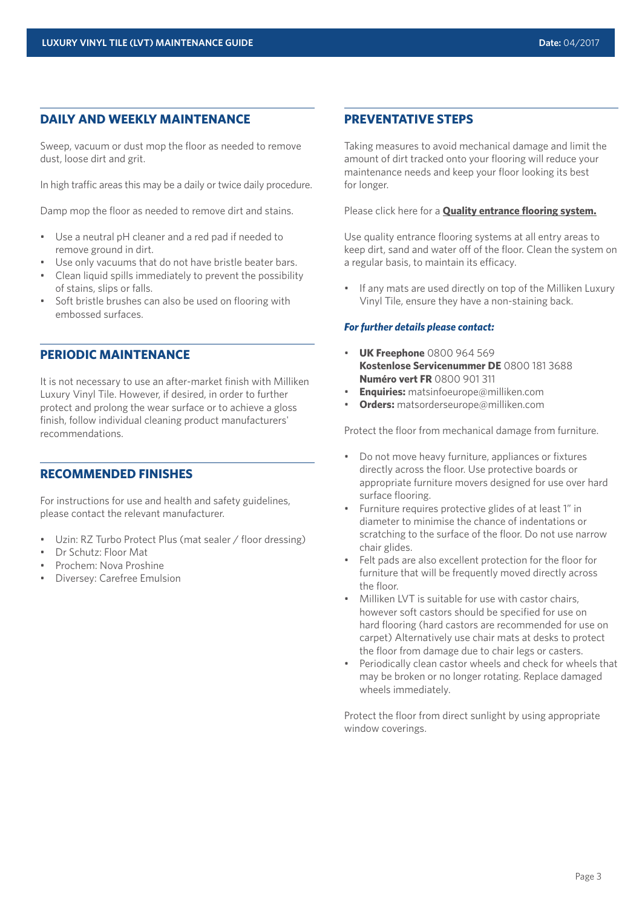## DAILY AND WEEKLY MAINTENANCE

Sweep, vacuum or dust mop the floor as needed to remove dust, loose dirt and grit.

In high traffic areas this may be a daily or twice daily procedure.

Damp mop the floor as needed to remove dirt and stains.

- Use a neutral pH cleaner and a red pad if needed to remove ground in dirt.
- Use only vacuums that do not have bristle beater bars.
- Clean liquid spills immediately to prevent the possibility of stains, slips or falls.
- Soft bristle brushes can also be used on flooring with embossed surfaces.

## PERIODIC MAINTENANCE

It is not necessary to use an after-market finish with Milliken Luxury Vinyl Tile. However, if desired, in order to further protect and prolong the wear surface or to achieve a gloss finish, follow individual cleaning product manufacturers' recommendations.

## RECOMMENDED FINISHES

For instructions for use and health and safety guidelines, please contact the relevant manufacturer.

- Uzin: RZ Turbo Protect Plus (mat sealer / floor dressing)
- Dr Schutz: Floor Mat
- Prochem: Nova Proshine
- Diversey: Carefree Emulsion

## PREVENTATIVE STEPS

Taking measures to avoid mechanical damage and limit the amount of dirt tracked onto your flooring will reduce your maintenance needs and keep your floor looking its best for longer.

Please click here for a **Quality entrance flooring system.**

Use quality entrance flooring systems at all entry areas to keep dirt, sand and water off of the floor. Clean the system on a regular basis, to maintain its efficacy.

- If any mats are used directly on top of the Milliken Luxury Vinyl Tile, ensure they have a non-staining back.

***For further details please contact:***

- **UK Freephone** 0800 964 569
  **Kostenlose Servicenummer DE** 0800 181 3688
  **Numéro vert FR** 0800 901 311
- **Enquiries:** matsinfoeurope@milliken.com
- **Orders:** matsorderseurope@milliken.com

Protect the floor from mechanical damage from furniture.

- Do not move heavy furniture, appliances or fixtures directly across the floor. Use protective boards or appropriate furniture movers designed for use over hard surface flooring.
- Furniture requires protective glides of at least 1" in diameter to minimise the chance of indentations or scratching to the surface of the floor. Do not use narrow chair glides.
- Felt pads are also excellent protection for the floor for furniture that will be frequently moved directly across the floor.
- Milliken LVT is suitable for use with castor chairs, however soft castors should be specified for use on hard flooring (hard castors are recommended for use on carpet) Alternatively use chair mats at desks to protect the floor from damage due to chair legs or casters.
- Periodically clean castor wheels and check for wheels that may be broken or no longer rotating. Replace damaged wheels immediately.

Protect the floor from direct sunlight by using appropriate window coverings.